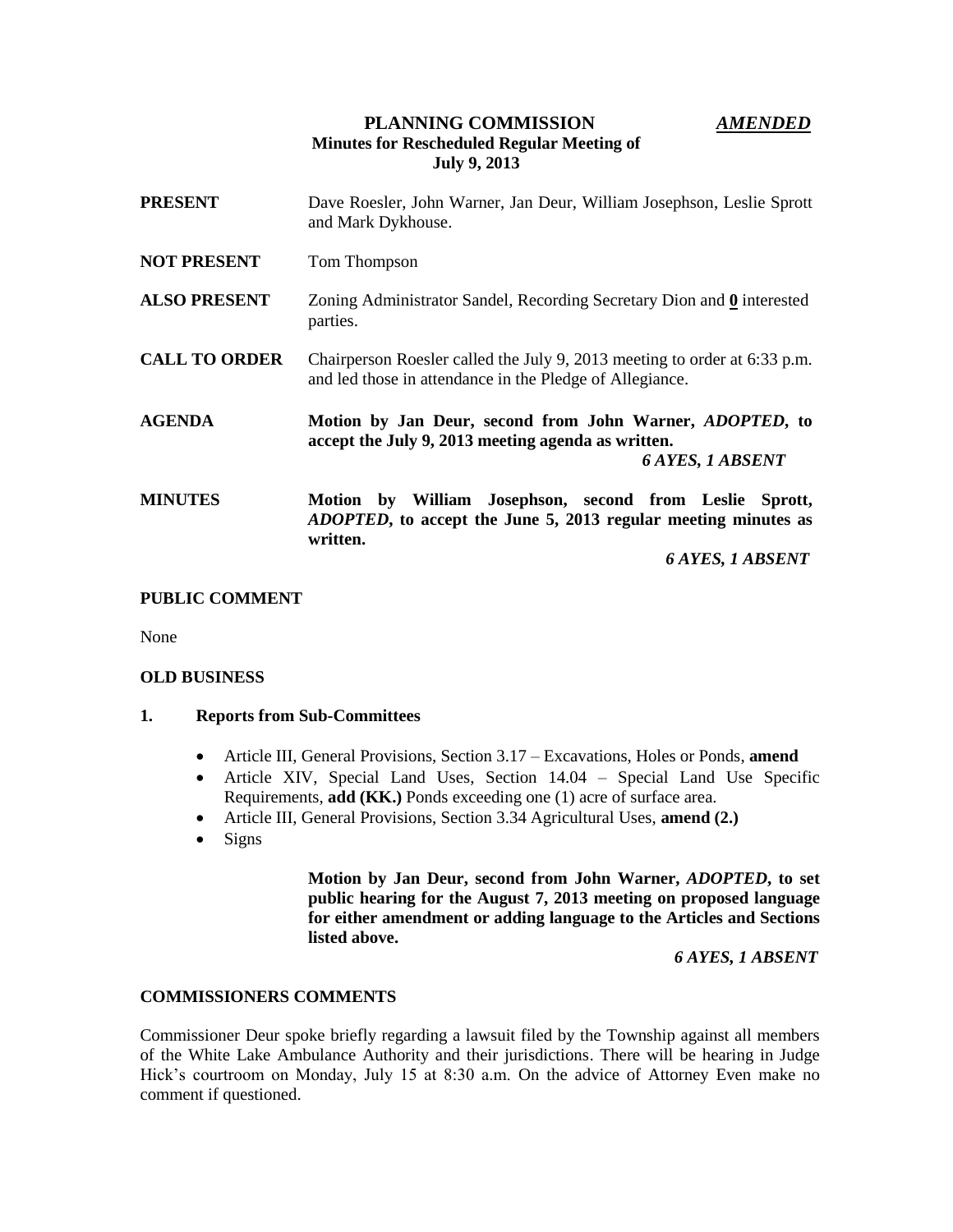# PLANNING COMMISSION *AMENDED*

**Minutes for Rescheduled Regular Meeting of July 9, 2013**

**PRESENT** Dave Roesler, John Warner, Jan Deur, William Josephson, Leslie Sprott and Mark Dykhouse.

**NOT PRESENT** Tom Thompson

**ALSO PRESENT** Zoning Administrator Sandel, Recording Secretary Dion and **0** interested parties.

**CALL TO ORDER** Chairperson Roesler called the July 9, 2013 meeting to order at 6:33 p.m. and led those in attendance in the Pledge of Allegiance.

**AGENDA** **Motion by Jan Deur, second from John Warner, *ADOPTED*, to accept the July 9, 2013 meeting agenda as written.**

***6 AYES, 1 ABSENT***

**MINUTES** **Motion by William Josephson, second from Leslie Sprott, *ADOPTED*, to accept the June 5, 2013 regular meeting minutes as written.**

***6 AYES, 1 ABSENT***

## PUBLIC COMMENT

None

## OLD BUSINESS

### 1. Reports from Sub-Committees

- Article III, General Provisions, Section 3.17 – Excavations, Holes or Ponds, **amend**
- Article XIV, Special Land Uses, Section 14.04 – Special Land Use Specific Requirements, **add (KK.)** Ponds exceeding one (1) acre of surface area.
- Article III, General Provisions, Section 3.34 Agricultural Uses, **amend (2.)**
- Signs

**Motion by Jan Deur, second from John Warner, *ADOPTED*, to set public hearing for the August 7, 2013 meeting on proposed language for either amendment or adding language to the Articles and Sections listed above.**

***6 AYES, 1 ABSENT***

## COMMISSIONERS COMMENTS

Commissioner Deur spoke briefly regarding a lawsuit filed by the Township against all members of the White Lake Ambulance Authority and their jurisdictions. There will be hearing in Judge Hick's courtroom on Monday, July 15 at 8:30 a.m. On the advice of Attorney Even make no comment if questioned.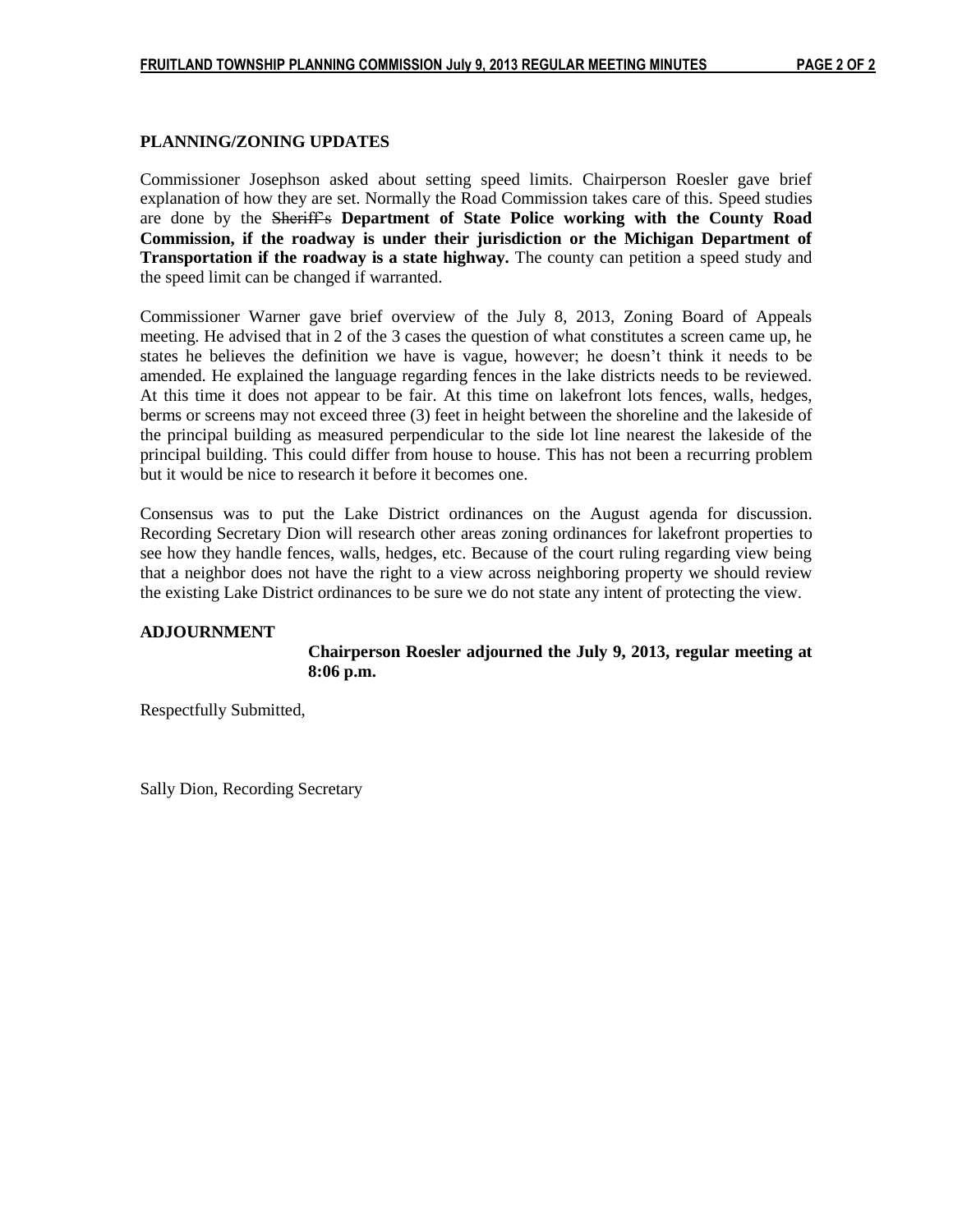**PLANNING/ZONING UPDATES**

Commissioner Josephson asked about setting speed limits. Chairperson Roesler gave brief explanation of how they are set. Normally the Road Commission takes care of this. Speed studies are done by the ~~Sheriff's~~ **Department of State Police working with the County Road Commission, if the roadway is under their jurisdiction or the Michigan Department of Transportation if the roadway is a state highway.** The county can petition a speed study and the speed limit can be changed if warranted.

Commissioner Warner gave brief overview of the July 8, 2013, Zoning Board of Appeals meeting. He advised that in 2 of the 3 cases the question of what constitutes a screen came up, he states he believes the definition we have is vague, however; he doesn't think it needs to be amended. He explained the language regarding fences in the lake districts needs to be reviewed. At this time it does not appear to be fair. At this time on lakefront lots fences, walls, hedges, berms or screens may not exceed three (3) feet in height between the shoreline and the lakeside of the principal building as measured perpendicular to the side lot line nearest the lakeside of the principal building. This could differ from house to house. This has not been a recurring problem but it would be nice to research it before it becomes one.

Consensus was to put the Lake District ordinances on the August agenda for discussion. Recording Secretary Dion will research other areas zoning ordinances for lakefront properties to see how they handle fences, walls, hedges, etc. Because of the court ruling regarding view being that a neighbor does not have the right to a view across neighboring property we should review the existing Lake District ordinances to be sure we do not state any intent of protecting the view.

**ADJOURNMENT**

**Chairperson Roesler adjourned the July 9, 2013, regular meeting at 8:06 p.m.**

Respectfully Submitted,

Sally Dion, Recording Secretary